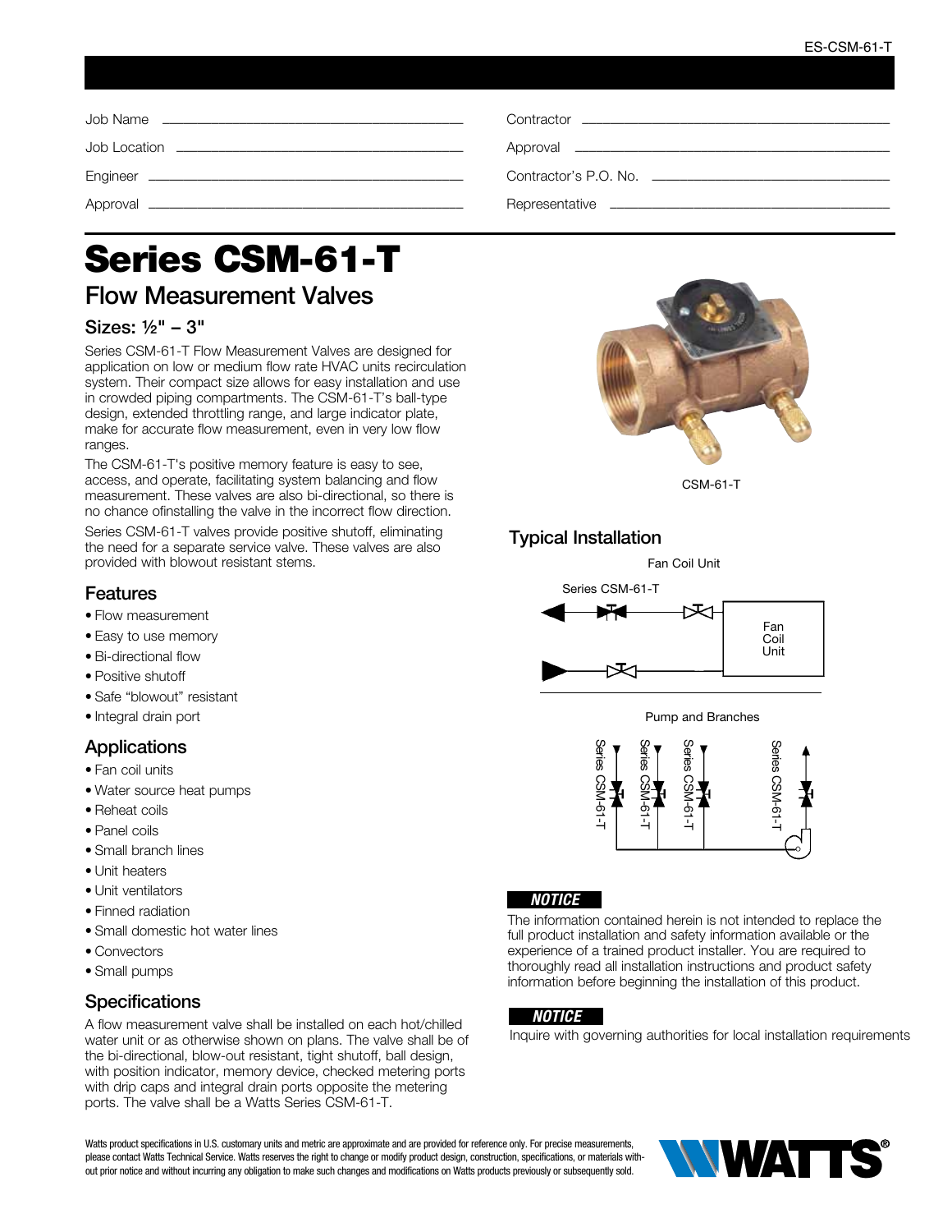| Job Name | | Contractor | |
|---|---|---|---|
| Job Location | | Approval | |
| Engineer | | Contractor's P.O. No. | |
| Approval | | Representative | |

# Series CSM-61-T

## Flow Measurement Valves

### Sizes: ½" – 3"

Series CSM-61-T Flow Measurement Valves are designed for application on low or medium flow rate HVAC units recirculation system. Their compact size allows for easy installation and use in crowded piping compartments. The CSM-61-T's ball-type design, extended throttling range, and large indicator plate, make for accurate flow measurement, even in very low flow ranges.

The CSM-61-T's positive memory feature is easy to see, access, and operate, facilitating system balancing and flow measurement. These valves are also bi-directional, so there is no chance ofinstalling the valve in the incorrect flow direction.

Series CSM-61-T valves provide positive shutoff, eliminating the need for a separate service valve. These valves are also provided with blowout resistant stems.

CSM-61-T

## Features

- Flow measurement
- Easy to use memory
- Bi-directional flow
- Positive shutoff
- Safe "blowout" resistant
- Integral drain port

## Applications

- Fan coil units
- Water source heat pumps
- Reheat coils
- Panel coils
- Small branch lines
- Unit heaters
- Unit ventilators
- Finned radiation
- Small domestic hot water lines
- Convectors
- Small pumps

## Specifications

A flow measurement valve shall be installed on each hot/chilled water unit or as otherwise shown on plans. The valve shall be of the bi-directional, blow-out resistant, tight shutoff, ball design, with position indicator, memory device, checked metering ports with drip caps and integral drain ports opposite the metering ports. The valve shall be a Watts Series CSM-61-T.

## Typical Installation

Fan Coil Unit

Series CSM-61-T

Fan Coil Unit

Pump and Branches

Series CSM-61-T Series CSM-61-T Series CSM-61-T Series CSM-61-T

**NOTICE**

The information contained herein is not intended to replace the full product installation and safety information available or the experience of a trained product installer. You are required to thoroughly read all installation instructions and product safety information before beginning the installation of this product.

**NOTICE**

Inquire with governing authorities for local installation requirements

Watts product specifications in U.S. customary units and metric are approximate and are provided for reference only. For precise measurements, please contact Watts Technical Service. Watts reserves the right to change or modify product design, construction, specifications, or materials without prior notice and without incurring any obligation to make such changes and modifications on Watts products previously or subsequently sold.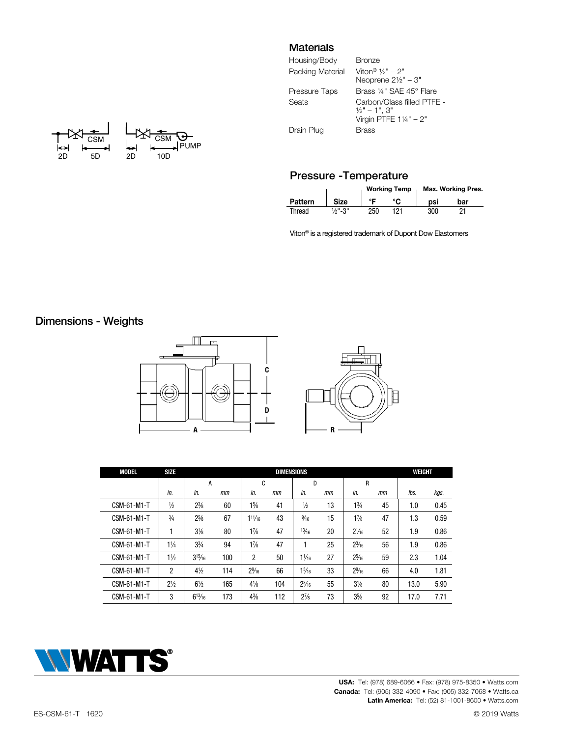CSM
2D
5D

CSM
PUMP
2D
10D

## Materials

| | |
|---|---|
| Housing/Body | Bronze |
| Packing Material | Viton® ½" – 2"<br>Neoprene 2½" – 3" |
| Pressure Taps | Brass ¼" SAE 45° Flare |
| Seats | Carbon/Glass filled PTFE - ½" – 1", 3"<br>Virgin PTFE 1¼" – 2" |
| Drain Plug | Brass |

## Pressure -Temperature

| | | Working Temp | | Max. Working Pres. | |
|---|---|---|---|---|---|
| **Pattern** | **Size** | **°F** | **°C** | **psi** | **bar** |
| Thread | ½"-3" | 250 | 121 | 300 | 21 |

Viton® is a registered trademark of Dupont Dow Elastomers

## Dimensions - Weights

C
D
A
R

| MODEL | SIZE | DIMENSIONS | | | | | | | | WEIGHT | |
|---|---|---|---|---|---|---|---|---|---|---|---|
| | | A | | C | | D | | R | | | |
| | in. | in. | mm | in. | mm | in. | mm | in. | mm | lbs. | kgs. |
| CSM-61-M1-T | ½ | 2⅜ | 60 | 1⅝ | 41 | ½ | 13 | 1¾ | 45 | 1.0 | 0.45 |
| CSM-61-M1-T | ¾ | 2⅝ | 67 | 1¹¹⁄₁₆ | 43 | ⁹⁄₁₆ | 15 | 1⅞ | 47 | 1.3 | 0.59 |
| CSM-61-M1-T | 1 | 3⅛ | 80 | 1⅞ | 47 | ¹³⁄₁₆ | 20 | 2¹⁄₁₆ | 52 | 1.9 | 0.86 |
| CSM-61-M1-T | 1¼ | 3¾ | 94 | 1⅞ | 47 | 1 | 25 | 2³⁄₁₆ | 56 | 1.9 | 0.86 |
| CSM-61-M1-T | 1½ | 3¹⁵⁄₁₆ | 100 | 2 | 50 | 1¹⁄₁₆ | 27 | 2⁵⁄₁₆ | 59 | 2.3 | 1.04 |
| CSM-61-M1-T | 2 | 4½ | 114 | 2⁹⁄₁₆ | 66 | 1⁵⁄₁₆ | 33 | 2⁹⁄₁₆ | 66 | 4.0 | 1.81 |
| CSM-61-M1-T | 2½ | 6½ | 165 | 4⅛ | 104 | 2³⁄₁₆ | 55 | 3⅛ | 80 | 13.0 | 5.90 |
| CSM-61-M1-T | 3 | 6¹³⁄₁₆ | 173 | 4⅜ | 112 | 2⅞ | 73 | 3⅝ | 92 | 17.0 | 7.71 |

WATTS®

**USA:** Tel: (978) 689-6066 • Fax: (978) 975-8350 • Watts.com
**Canada:** Tel: (905) 332-4090 • Fax: (905) 332-7068 • Watts.ca
**Latin America:** Tel: (52) 81-1001-8600 • Watts.com

ES-CSM-61-T 1620

© 2019 Watts